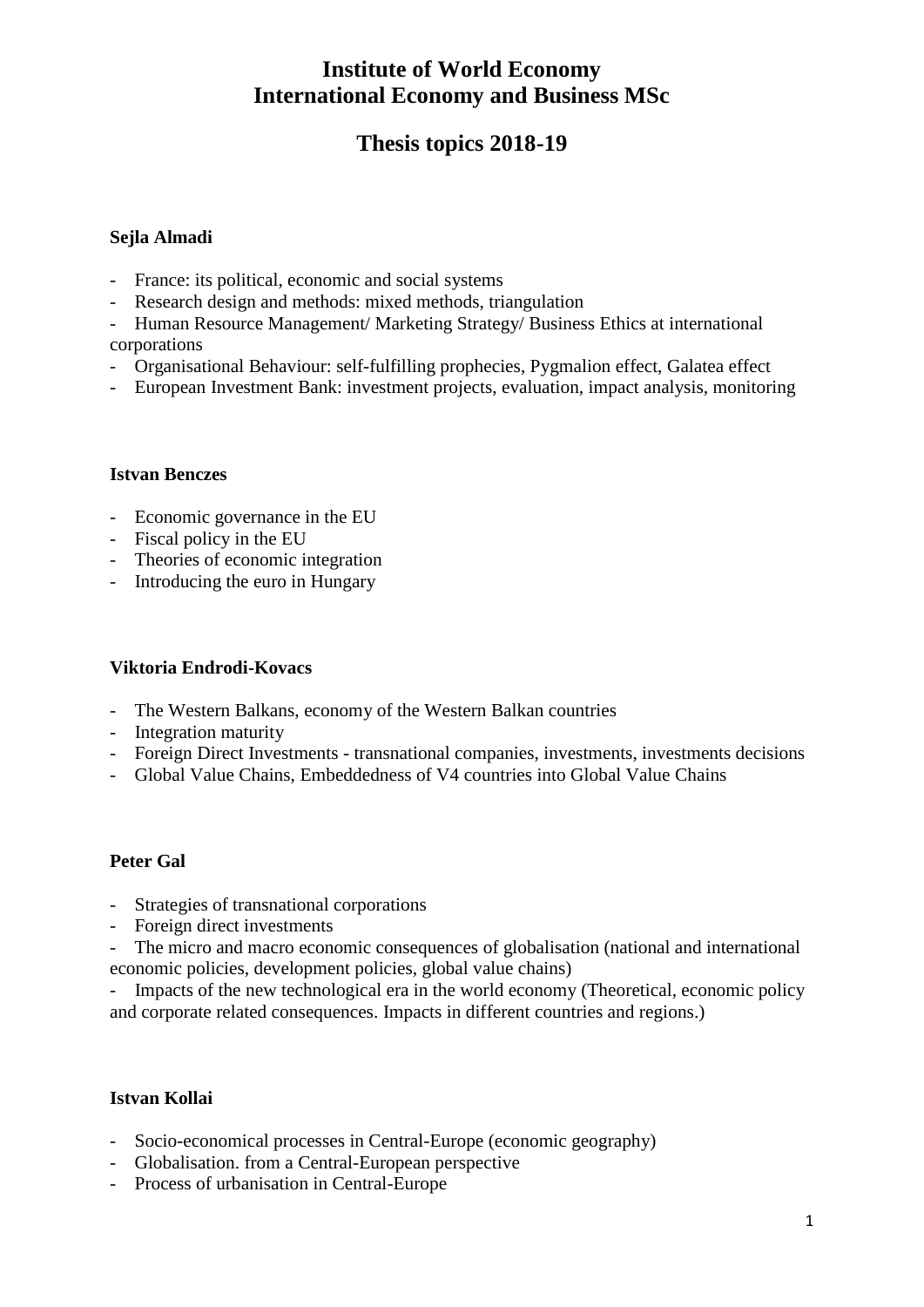# Institute of World Economy
# International Economy and Business MSc

## Thesis topics 2018-19

### Sejla Almadi

- France: its political, economic and social systems
- Research design and methods: mixed methods, triangulation
- Human Resource Management/ Marketing Strategy/ Business Ethics at international corporations
- Organisational Behaviour: self-fulfilling prophecies, Pygmalion effect, Galatea effect
- European Investment Bank: investment projects, evaluation, impact analysis, monitoring

### Istvan Benczes

- Economic governance in the EU
- Fiscal policy in the EU
- Theories of economic integration
- Introducing the euro in Hungary

### Viktoria Endrodi-Kovacs

- The Western Balkans, economy of the Western Balkan countries
- Integration maturity
- Foreign Direct Investments - transnational companies, investments, investments decisions
- Global Value Chains, Embeddedness of V4 countries into Global Value Chains

### Peter Gal

- Strategies of transnational corporations
- Foreign direct investments
- The micro and macro economic consequences of globalisation (national and international economic policies, development policies, global value chains)
- Impacts of the new technological era in the world economy (Theoretical, economic policy and corporate related consequences. Impacts in different countries and regions.)

### Istvan Kollai

- Socio-economical processes in Central-Europe (economic geography)
- Globalisation. from a Central-European perspective
- Process of urbanisation in Central-Europe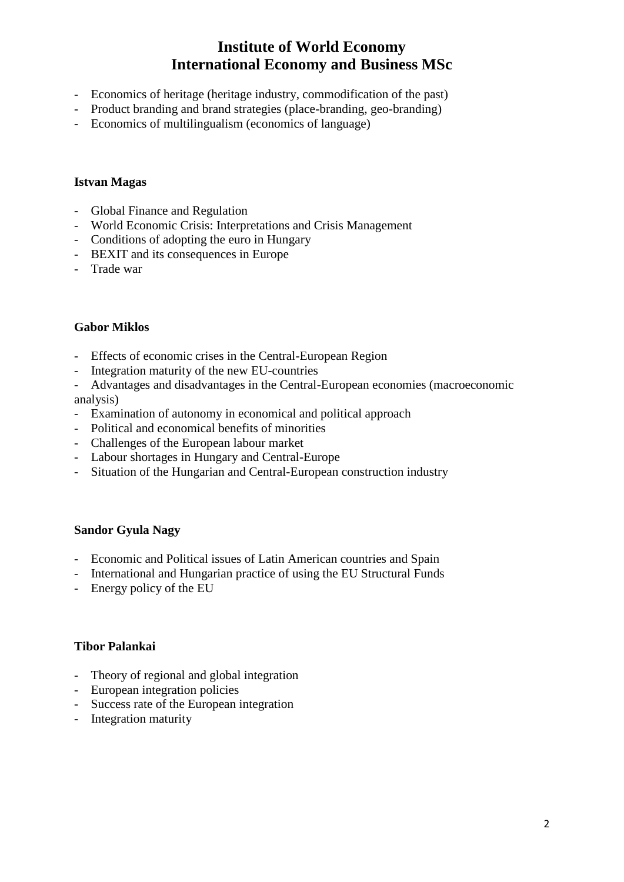# Institute of World Economy
# International Economy and Business MSc

- Economics of heritage (heritage industry, commodification of the past)
- Product branding and brand strategies (place-branding, geo-branding)
- Economics of multilingualism (economics of language)

**Istvan Magas**

- Global Finance and Regulation
- World Economic Crisis: Interpretations and Crisis Management
- Conditions of adopting the euro in Hungary
- BEXIT and its consequences in Europe
- Trade war

**Gabor Miklos**

- Effects of economic crises in the Central-European Region
- Integration maturity of the new EU-countries
- Advantages and disadvantages in the Central-European economies (macroeconomic analysis)
- Examination of autonomy in economical and political approach
- Political and economical benefits of minorities
- Challenges of the European labour market
- Labour shortages in Hungary and Central-Europe
- Situation of the Hungarian and Central-European construction industry

**Sandor Gyula Nagy**

- Economic and Political issues of Latin American countries and Spain
- International and Hungarian practice of using the EU Structural Funds
- Energy policy of the EU

**Tibor Palankai**

- Theory of regional and global integration
- European integration policies
- Success rate of the European integration
- Integration maturity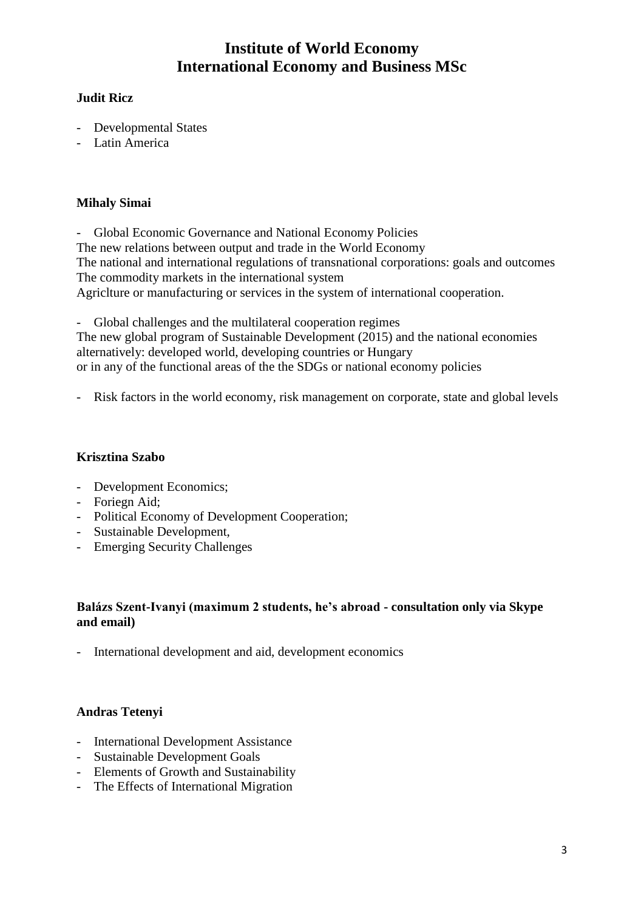# Institute of World Economy
# International Economy and Business MSc

**Judit Ricz**

- Developmental States
- Latin America

**Mihaly Simai**

- Global Economic Governance and National Economy Policies

The new relations between output and trade in the World Economy
The national and international regulations of transnational corporations: goals and outcomes
The commodity markets in the international system
Agriclture or manufacturing or services in the system of international cooperation.

- Global challenges and the multilateral cooperation regimes

The new global program of Sustainable Development (2015) and the national economies
alternatively: developed world, developing countries or Hungary
or in any of the functional areas of the the SDGs or national economy policies

- Risk factors in the world economy, risk management on corporate, state and global levels

**Krisztina Szabo**

- Development Economics;
- Foriegn Aid;
- Political Economy of Development Cooperation;
- Sustainable Development,
- Emerging Security Challenges

**Balázs Szent-Ivanyi (maximum 2 students, he's abroad - consultation only via Skype and email)**

- International development and aid, development economics

**Andras Tetenyi**

- International Development Assistance
- Sustainable Development Goals
- Elements of Growth and Sustainability
- The Effects of International Migration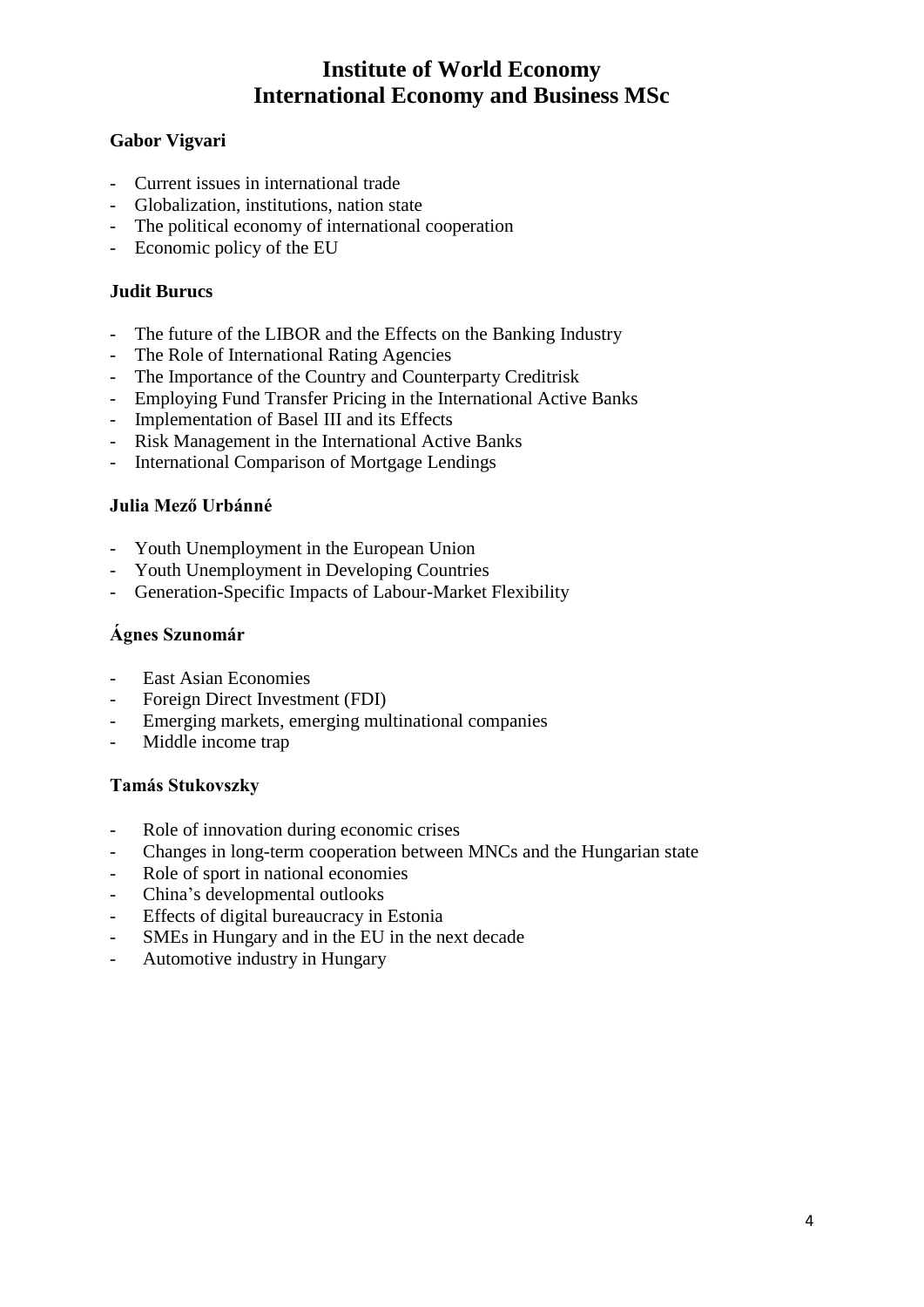# Institute of World Economy
# International Economy and Business MSc

**Gabor Vigvari**

- Current issues in international trade
- Globalization, institutions, nation state
- The political economy of international cooperation
- Economic policy of the EU

**Judit Burucs**

- The future of the LIBOR and the Effects on the Banking Industry
- The Role of International Rating Agencies
- The Importance of the Country and Counterparty Creditrisk
- Employing Fund Transfer Pricing in the International Active Banks
- Implementation of Basel III and its Effects
- Risk Management in the International Active Banks
- International Comparison of Mortgage Lendings

**Julia Mező Urbánné**

- Youth Unemployment in the European Union
- Youth Unemployment in Developing Countries
- Generation-Specific Impacts of Labour-Market Flexibility

**Ágnes Szunomár**

- East Asian Economies
- Foreign Direct Investment (FDI)
- Emerging markets, emerging multinational companies
- Middle income trap

**Tamás Stukovszky**

- Role of innovation during economic crises
- Changes in long-term cooperation between MNCs and the Hungarian state
- Role of sport in national economies
- China's developmental outlooks
- Effects of digital bureaucracy in Estonia
- SMEs in Hungary and in the EU in the next decade
- Automotive industry in Hungary